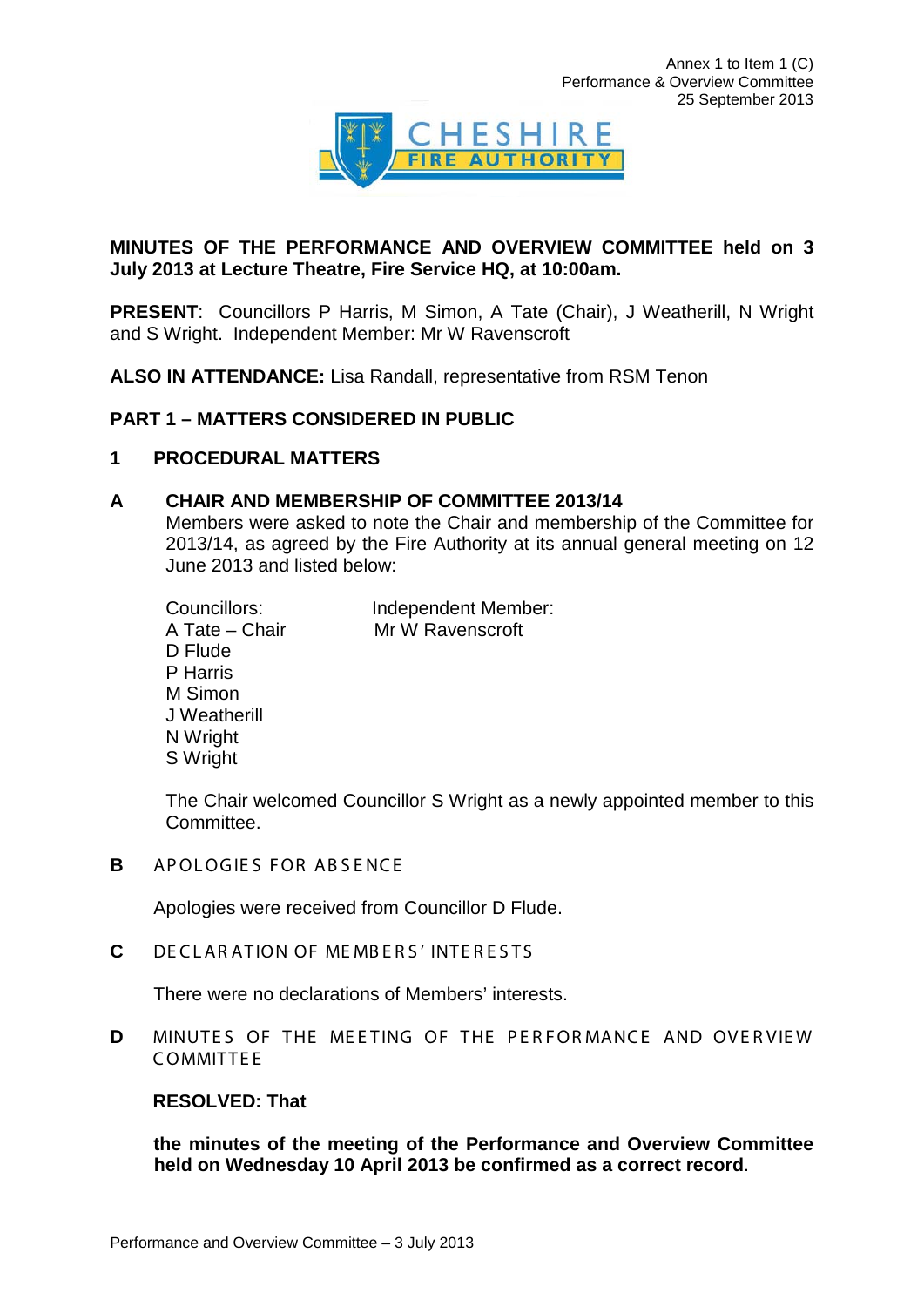Annex 1 to Item 1 (C)
Performance & Overview Committee
25 September 2013

CHESHIRE FIRE AUTHORITY

**MINUTES OF THE PERFORMANCE AND OVERVIEW COMMITTEE held on 3 July 2013 at Lecture Theatre, Fire Service HQ, at 10:00am.**

**PRESENT**: Councillors P Harris, M Simon, A Tate (Chair), J Weatherill, N Wright and S Wright. Independent Member: Mr W Ravenscroft

**ALSO IN ATTENDANCE:** Lisa Randall, representative from RSM Tenon

## PART 1 – MATTERS CONSIDERED IN PUBLIC

### 1 PROCEDURAL MATTERS

#### A CHAIR AND MEMBERSHIP OF COMMITTEE 2013/14

Members were asked to note the Chair and membership of the Committee for 2013/14, as agreed by the Fire Authority at its annual general meeting on 12 June 2013 and listed below:

| Councillors: | Independent Member: |
|---|---|
| A Tate – Chair | Mr W Ravenscroft |
| D Flude | |
| P Harris | |
| M Simon | |
| J Weatherill | |
| N Wright | |
| S Wright | |

The Chair welcomed Councillor S Wright as a newly appointed member to this Committee.

#### B APOLOGIES FOR ABSENCE

Apologies were received from Councillor D Flude.

#### C DECLARATION OF MEMBERS' INTERESTS

There were no declarations of Members' interests.

#### D MINUTES OF THE MEETING OF THE PERFORMANCE AND OVERVIEW COMMITTEE

**RESOLVED: That**

**the minutes of the meeting of the Performance and Overview Committee held on Wednesday 10 April 2013 be confirmed as a correct record**.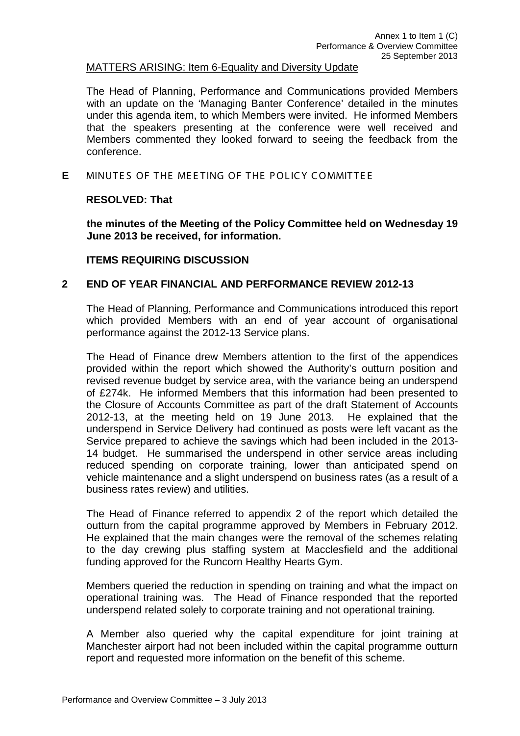MATTERS ARISING: Item 6-Equality and Diversity Update

The Head of Planning, Performance and Communications provided Members with an update on the 'Managing Banter Conference' detailed in the minutes under this agenda item, to which Members were invited. He informed Members that the speakers presenting at the conference were well received and Members commented they looked forward to seeing the feedback from the conference.

**E** MINUTES OF THE MEETING OF THE POLICY COMMITTEE

**RESOLVED: That**

**the minutes of the Meeting of the Policy Committee held on Wednesday 19 June 2013 be received, for information.**

**ITEMS REQUIRING DISCUSSION**

## 2 END OF YEAR FINANCIAL AND PERFORMANCE REVIEW 2012-13

The Head of Planning, Performance and Communications introduced this report which provided Members with an end of year account of organisational performance against the 2012-13 Service plans.

The Head of Finance drew Members attention to the first of the appendices provided within the report which showed the Authority's outturn position and revised revenue budget by service area, with the variance being an underspend of £274k. He informed Members that this information had been presented to the Closure of Accounts Committee as part of the draft Statement of Accounts 2012-13, at the meeting held on 19 June 2013. He explained that the underspend in Service Delivery had continued as posts were left vacant as the Service prepared to achieve the savings which had been included in the 2013-14 budget. He summarised the underspend in other service areas including reduced spending on corporate training, lower than anticipated spend on vehicle maintenance and a slight underspend on business rates (as a result of a business rates review) and utilities.

The Head of Finance referred to appendix 2 of the report which detailed the outturn from the capital programme approved by Members in February 2012. He explained that the main changes were the removal of the schemes relating to the day crewing plus staffing system at Macclesfield and the additional funding approved for the Runcorn Healthy Hearts Gym.

Members queried the reduction in spending on training and what the impact on operational training was. The Head of Finance responded that the reported underspend related solely to corporate training and not operational training.

A Member also queried why the capital expenditure for joint training at Manchester airport had not been included within the capital programme outturn report and requested more information on the benefit of this scheme.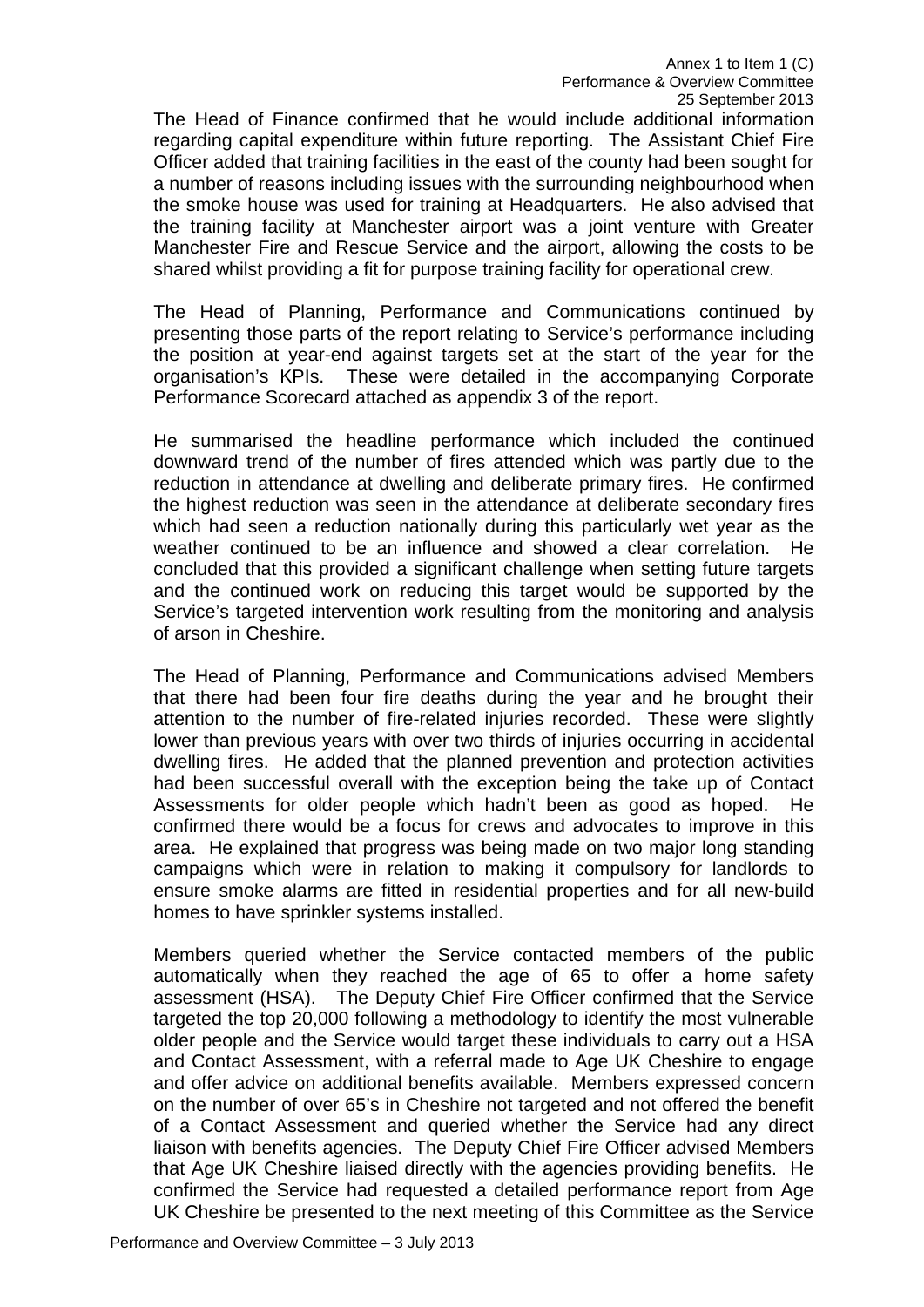The Head of Finance confirmed that he would include additional information regarding capital expenditure within future reporting. The Assistant Chief Fire Officer added that training facilities in the east of the county had been sought for a number of reasons including issues with the surrounding neighbourhood when the smoke house was used for training at Headquarters. He also advised that the training facility at Manchester airport was a joint venture with Greater Manchester Fire and Rescue Service and the airport, allowing the costs to be shared whilst providing a fit for purpose training facility for operational crew.

The Head of Planning, Performance and Communications continued by presenting those parts of the report relating to Service's performance including the position at year-end against targets set at the start of the year for the organisation's KPIs. These were detailed in the accompanying Corporate Performance Scorecard attached as appendix 3 of the report.

He summarised the headline performance which included the continued downward trend of the number of fires attended which was partly due to the reduction in attendance at dwelling and deliberate primary fires. He confirmed the highest reduction was seen in the attendance at deliberate secondary fires which had seen a reduction nationally during this particularly wet year as the weather continued to be an influence and showed a clear correlation. He concluded that this provided a significant challenge when setting future targets and the continued work on reducing this target would be supported by the Service's targeted intervention work resulting from the monitoring and analysis of arson in Cheshire.

The Head of Planning, Performance and Communications advised Members that there had been four fire deaths during the year and he brought their attention to the number of fire-related injuries recorded. These were slightly lower than previous years with over two thirds of injuries occurring in accidental dwelling fires. He added that the planned prevention and protection activities had been successful overall with the exception being the take up of Contact Assessments for older people which hadn't been as good as hoped. He confirmed there would be a focus for crews and advocates to improve in this area. He explained that progress was being made on two major long standing campaigns which were in relation to making it compulsory for landlords to ensure smoke alarms are fitted in residential properties and for all new-build homes to have sprinkler systems installed.

Members queried whether the Service contacted members of the public automatically when they reached the age of 65 to offer a home safety assessment (HSA). The Deputy Chief Fire Officer confirmed that the Service targeted the top 20,000 following a methodology to identify the most vulnerable older people and the Service would target these individuals to carry out a HSA and Contact Assessment, with a referral made to Age UK Cheshire to engage and offer advice on additional benefits available. Members expressed concern on the number of over 65's in Cheshire not targeted and not offered the benefit of a Contact Assessment and queried whether the Service had any direct liaison with benefits agencies. The Deputy Chief Fire Officer advised Members that Age UK Cheshire liaised directly with the agencies providing benefits. He confirmed the Service had requested a detailed performance report from Age UK Cheshire be presented to the next meeting of this Committee as the Service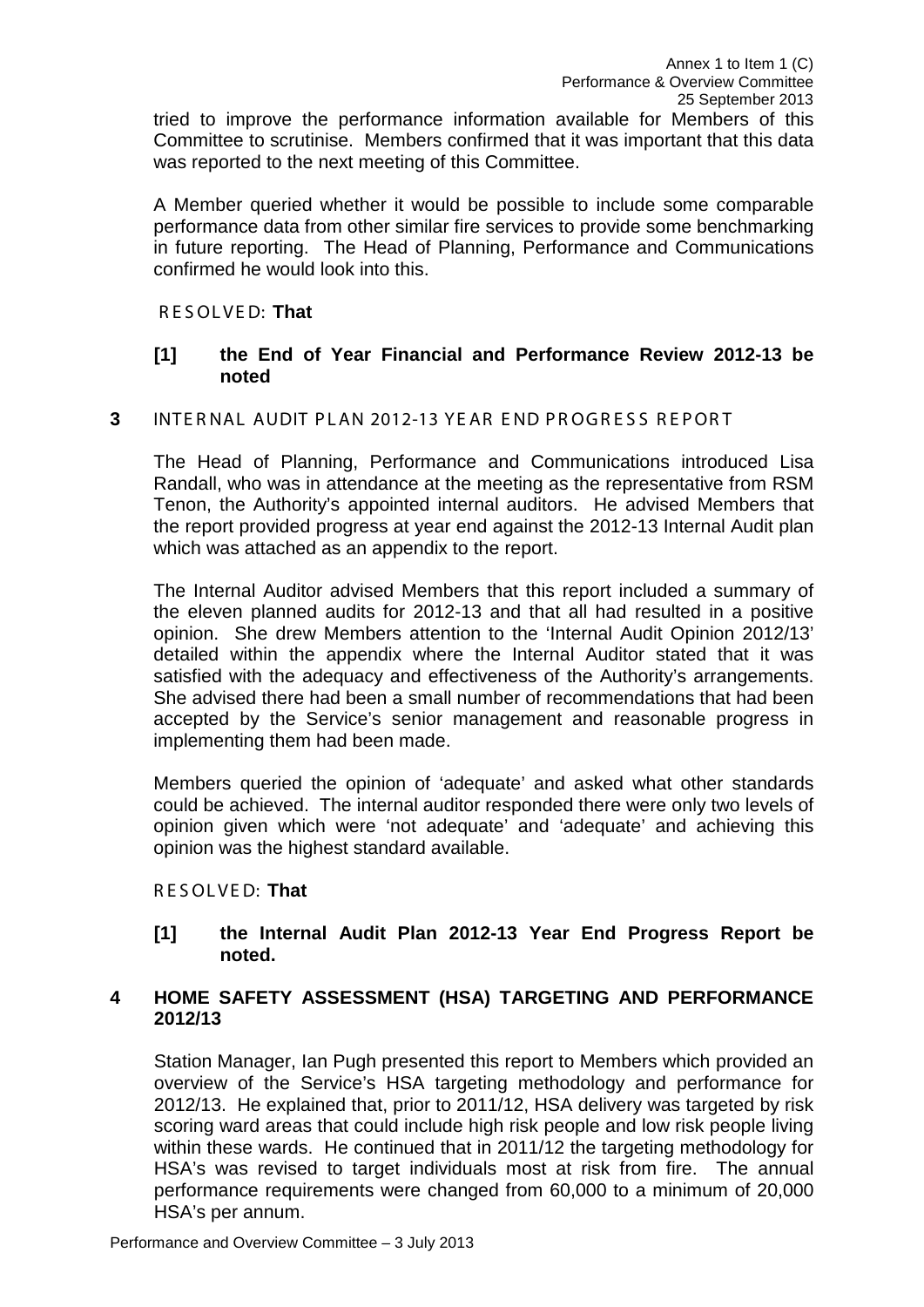tried to improve the performance information available for Members of this Committee to scrutinise. Members confirmed that it was important that this data was reported to the next meeting of this Committee.

A Member queried whether it would be possible to include some comparable performance data from other similar fire services to provide some benchmarking in future reporting. The Head of Planning, Performance and Communications confirmed he would look into this.

RESOLVED: **That**

**[1] the End of Year Financial and Performance Review 2012-13 be noted**

**3** INTERNAL AUDIT PLAN 2012-13 YEAR END PROGRESS REPORT

The Head of Planning, Performance and Communications introduced Lisa Randall, who was in attendance at the meeting as the representative from RSM Tenon, the Authority's appointed internal auditors. He advised Members that the report provided progress at year end against the 2012-13 Internal Audit plan which was attached as an appendix to the report.

The Internal Auditor advised Members that this report included a summary of the eleven planned audits for 2012-13 and that all had resulted in a positive opinion. She drew Members attention to the 'Internal Audit Opinion 2012/13' detailed within the appendix where the Internal Auditor stated that it was satisfied with the adequacy and effectiveness of the Authority's arrangements. She advised there had been a small number of recommendations that had been accepted by the Service's senior management and reasonable progress in implementing them had been made.

Members queried the opinion of 'adequate' and asked what other standards could be achieved. The internal auditor responded there were only two levels of opinion given which were 'not adequate' and 'adequate' and achieving this opinion was the highest standard available.

RESOLVED: **That**

**[1] the Internal Audit Plan 2012-13 Year End Progress Report be noted.**

**4 HOME SAFETY ASSESSMENT (HSA) TARGETING AND PERFORMANCE 2012/13**

Station Manager, Ian Pugh presented this report to Members which provided an overview of the Service's HSA targeting methodology and performance for 2012/13. He explained that, prior to 2011/12, HSA delivery was targeted by risk scoring ward areas that could include high risk people and low risk people living within these wards. He continued that in 2011/12 the targeting methodology for HSA's was revised to target individuals most at risk from fire. The annual performance requirements were changed from 60,000 to a minimum of 20,000 HSA's per annum.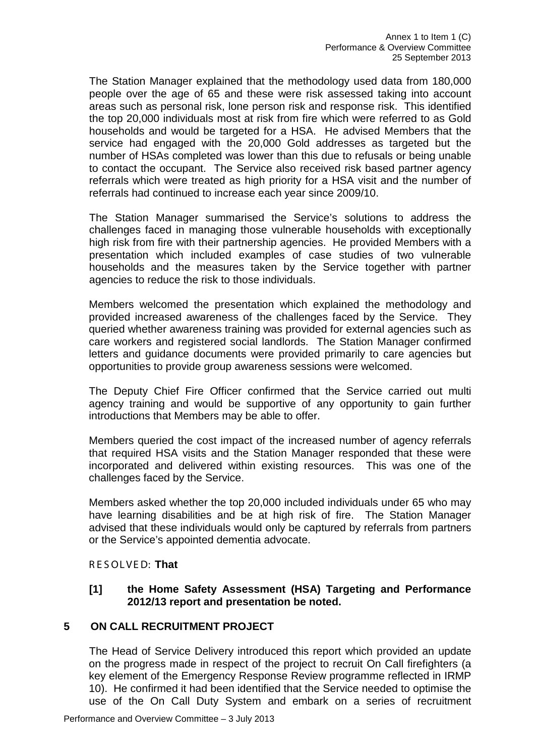The Station Manager explained that the methodology used data from 180,000 people over the age of 65 and these were risk assessed taking into account areas such as personal risk, lone person risk and response risk. This identified the top 20,000 individuals most at risk from fire which were referred to as Gold households and would be targeted for a HSA. He advised Members that the service had engaged with the 20,000 Gold addresses as targeted but the number of HSAs completed was lower than this due to refusals or being unable to contact the occupant. The Service also received risk based partner agency referrals which were treated as high priority for a HSA visit and the number of referrals had continued to increase each year since 2009/10.

The Station Manager summarised the Service's solutions to address the challenges faced in managing those vulnerable households with exceptionally high risk from fire with their partnership agencies. He provided Members with a presentation which included examples of case studies of two vulnerable households and the measures taken by the Service together with partner agencies to reduce the risk to those individuals.

Members welcomed the presentation which explained the methodology and provided increased awareness of the challenges faced by the Service. They queried whether awareness training was provided for external agencies such as care workers and registered social landlords. The Station Manager confirmed letters and guidance documents were provided primarily to care agencies but opportunities to provide group awareness sessions were welcomed.

The Deputy Chief Fire Officer confirmed that the Service carried out multi agency training and would be supportive of any opportunity to gain further introductions that Members may be able to offer.

Members queried the cost impact of the increased number of agency referrals that required HSA visits and the Station Manager responded that these were incorporated and delivered within existing resources. This was one of the challenges faced by the Service.

Members asked whether the top 20,000 included individuals under 65 who may have learning disabilities and be at high risk of fire. The Station Manager advised that these individuals would only be captured by referrals from partners or the Service's appointed dementia advocate.

RESOLVED: **That**

**[1] the Home Safety Assessment (HSA) Targeting and Performance 2012/13 report and presentation be noted.**

## 5 ON CALL RECRUITMENT PROJECT

The Head of Service Delivery introduced this report which provided an update on the progress made in respect of the project to recruit On Call firefighters (a key element of the Emergency Response Review programme reflected in IRMP 10). He confirmed it had been identified that the Service needed to optimise the use of the On Call Duty System and embark on a series of recruitment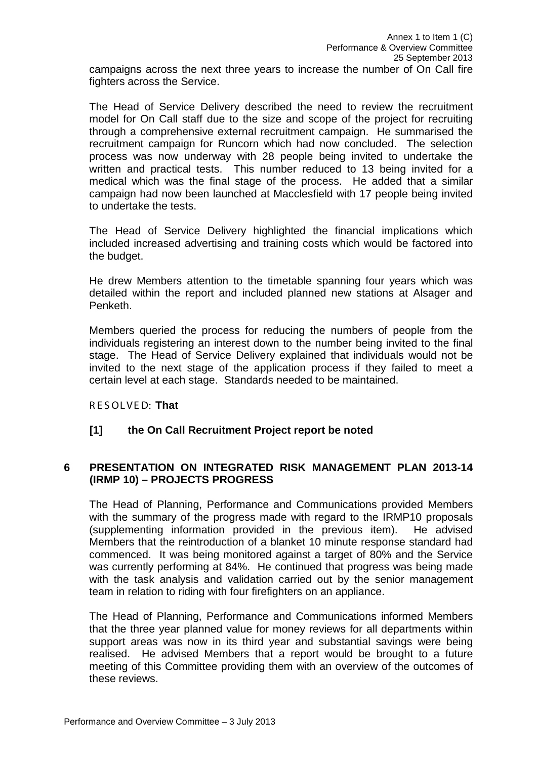campaigns across the next three years to increase the number of On Call fire fighters across the Service.

The Head of Service Delivery described the need to review the recruitment model for On Call staff due to the size and scope of the project for recruiting through a comprehensive external recruitment campaign. He summarised the recruitment campaign for Runcorn which had now concluded. The selection process was now underway with 28 people being invited to undertake the written and practical tests. This number reduced to 13 being invited for a medical which was the final stage of the process. He added that a similar campaign had now been launched at Macclesfield with 17 people being invited to undertake the tests.

The Head of Service Delivery highlighted the financial implications which included increased advertising and training costs which would be factored into the budget.

He drew Members attention to the timetable spanning four years which was detailed within the report and included planned new stations at Alsager and Penketh.

Members queried the process for reducing the numbers of people from the individuals registering an interest down to the number being invited to the final stage. The Head of Service Delivery explained that individuals would not be invited to the next stage of the application process if they failed to meet a certain level at each stage. Standards needed to be maintained.

RESOLVED: **That**

**[1] the On Call Recruitment Project report be noted**

## 6 PRESENTATION ON INTEGRATED RISK MANAGEMENT PLAN 2013-14 (IRMP 10) – PROJECTS PROGRESS

The Head of Planning, Performance and Communications provided Members with the summary of the progress made with regard to the IRMP10 proposals (supplementing information provided in the previous item). He advised Members that the reintroduction of a blanket 10 minute response standard had commenced. It was being monitored against a target of 80% and the Service was currently performing at 84%. He continued that progress was being made with the task analysis and validation carried out by the senior management team in relation to riding with four firefighters on an appliance.

The Head of Planning, Performance and Communications informed Members that the three year planned value for money reviews for all departments within support areas was now in its third year and substantial savings were being realised. He advised Members that a report would be brought to a future meeting of this Committee providing them with an overview of the outcomes of these reviews.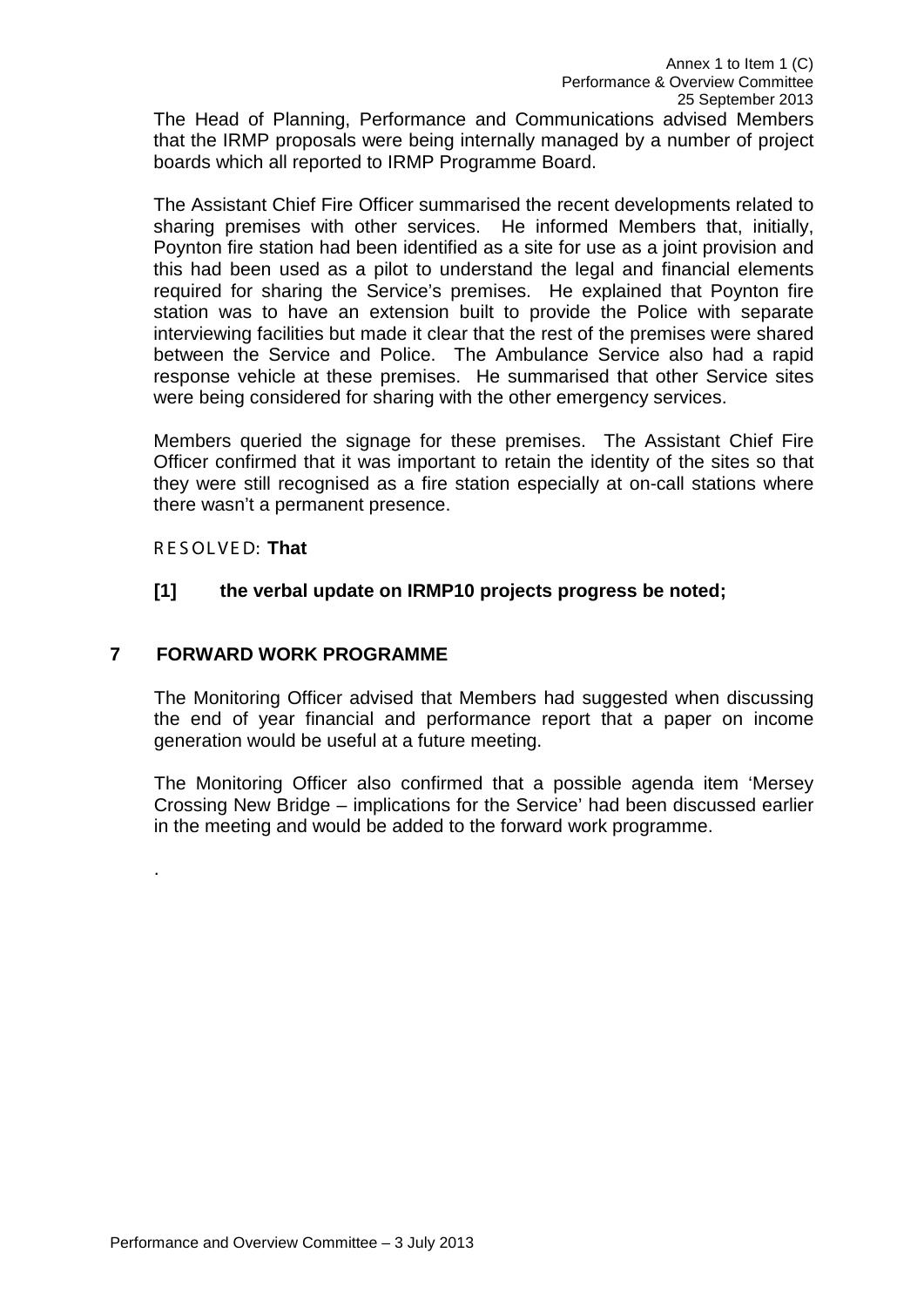The Head of Planning, Performance and Communications advised Members that the IRMP proposals were being internally managed by a number of project boards which all reported to IRMP Programme Board.

The Assistant Chief Fire Officer summarised the recent developments related to sharing premises with other services. He informed Members that, initially, Poynton fire station had been identified as a site for use as a joint provision and this had been used as a pilot to understand the legal and financial elements required for sharing the Service's premises. He explained that Poynton fire station was to have an extension built to provide the Police with separate interviewing facilities but made it clear that the rest of the premises were shared between the Service and Police. The Ambulance Service also had a rapid response vehicle at these premises. He summarised that other Service sites were being considered for sharing with the other emergency services.

Members queried the signage for these premises. The Assistant Chief Fire Officer confirmed that it was important to retain the identity of the sites so that they were still recognised as a fire station especially at on-call stations where there wasn't a permanent presence.

RESOLVED: **That**

**[1] the verbal update on IRMP10 projects progress be noted;**

## 7 FORWARD WORK PROGRAMME

The Monitoring Officer advised that Members had suggested when discussing the end of year financial and performance report that a paper on income generation would be useful at a future meeting.

The Monitoring Officer also confirmed that a possible agenda item 'Mersey Crossing New Bridge – implications for the Service' had been discussed earlier in the meeting and would be added to the forward work programme.

.